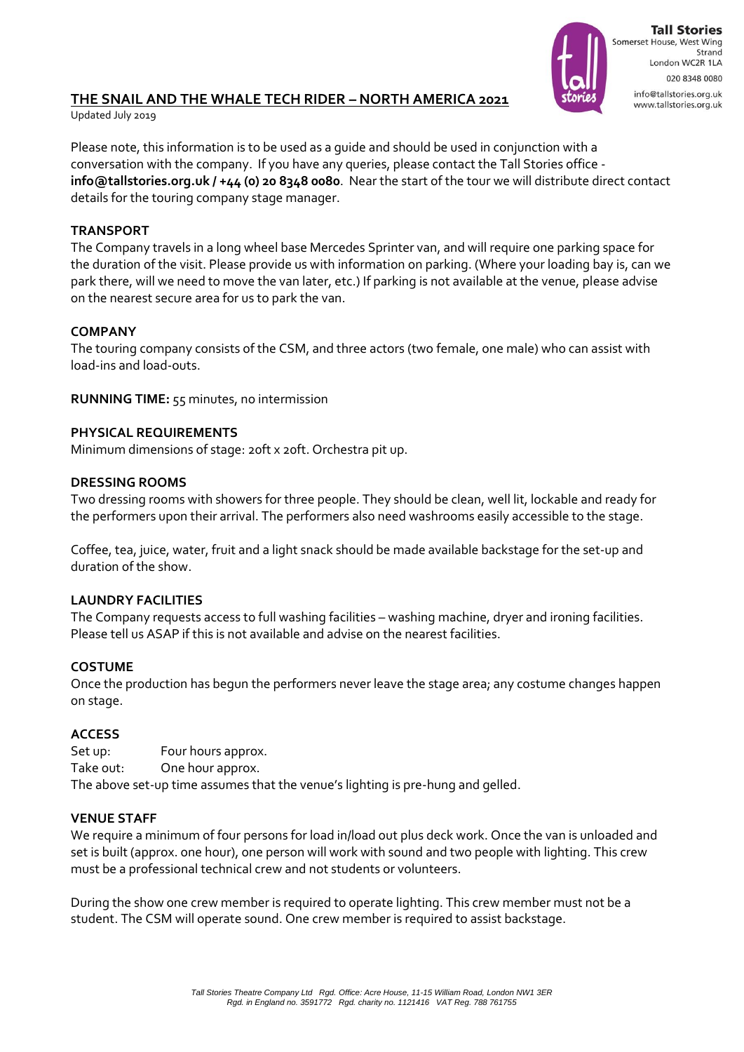Tall Stories
Somerset House, West Wing
Strand
London WC2R 1LA
020 8348 0080
info@tallstories.org.uk
www.tallstories.org.uk

# THE SNAIL AND THE WHALE TECH RIDER – NORTH AMERICA 2021

Updated July 2019

Please note, this information is to be used as a guide and should be used in conjunction with a conversation with the company. If you have any queries, please contact the Tall Stories office - **info@tallstories.org.uk / +44 (0) 20 8348 0080**. Near the start of the tour we will distribute direct contact details for the touring company stage manager.

## TRANSPORT

The Company travels in a long wheel base Mercedes Sprinter van, and will require one parking space for the duration of the visit. Please provide us with information on parking. (Where your loading bay is, can we park there, will we need to move the van later, etc.) If parking is not available at the venue, please advise on the nearest secure area for us to park the van.

## COMPANY

The touring company consists of the CSM, and three actors (two female, one male) who can assist with load-ins and load-outs.

**RUNNING TIME:** 55 minutes, no intermission

## PHYSICAL REQUIREMENTS

Minimum dimensions of stage: 20ft x 20ft. Orchestra pit up.

## DRESSING ROOMS

Two dressing rooms with showers for three people. They should be clean, well lit, lockable and ready for the performers upon their arrival. The performers also need washrooms easily accessible to the stage.

Coffee, tea, juice, water, fruit and a light snack should be made available backstage for the set-up and duration of the show.

## LAUNDRY FACILITIES

The Company requests access to full washing facilities – washing machine, dryer and ironing facilities. Please tell us ASAP if this is not available and advise on the nearest facilities.

## COSTUME

Once the production has begun the performers never leave the stage area; any costume changes happen on stage.

## ACCESS

Set up: Four hours approx.
Take out: One hour approx.
The above set-up time assumes that the venue's lighting is pre-hung and gelled.

## VENUE STAFF

We require a minimum of four persons for load in/load out plus deck work. Once the van is unloaded and set is built (approx. one hour), one person will work with sound and two people with lighting. This crew must be a professional technical crew and not students or volunteers.

During the show one crew member is required to operate lighting. This crew member must not be a student. The CSM will operate sound. One crew member is required to assist backstage.

*Tall Stories Theatre Company Ltd Rgd. Office: Acre House, 11-15 William Road, London NW1 3ER*
*Rgd. in England no. 3591772 Rgd. charity no. 1121416 VAT Reg. 788 761755*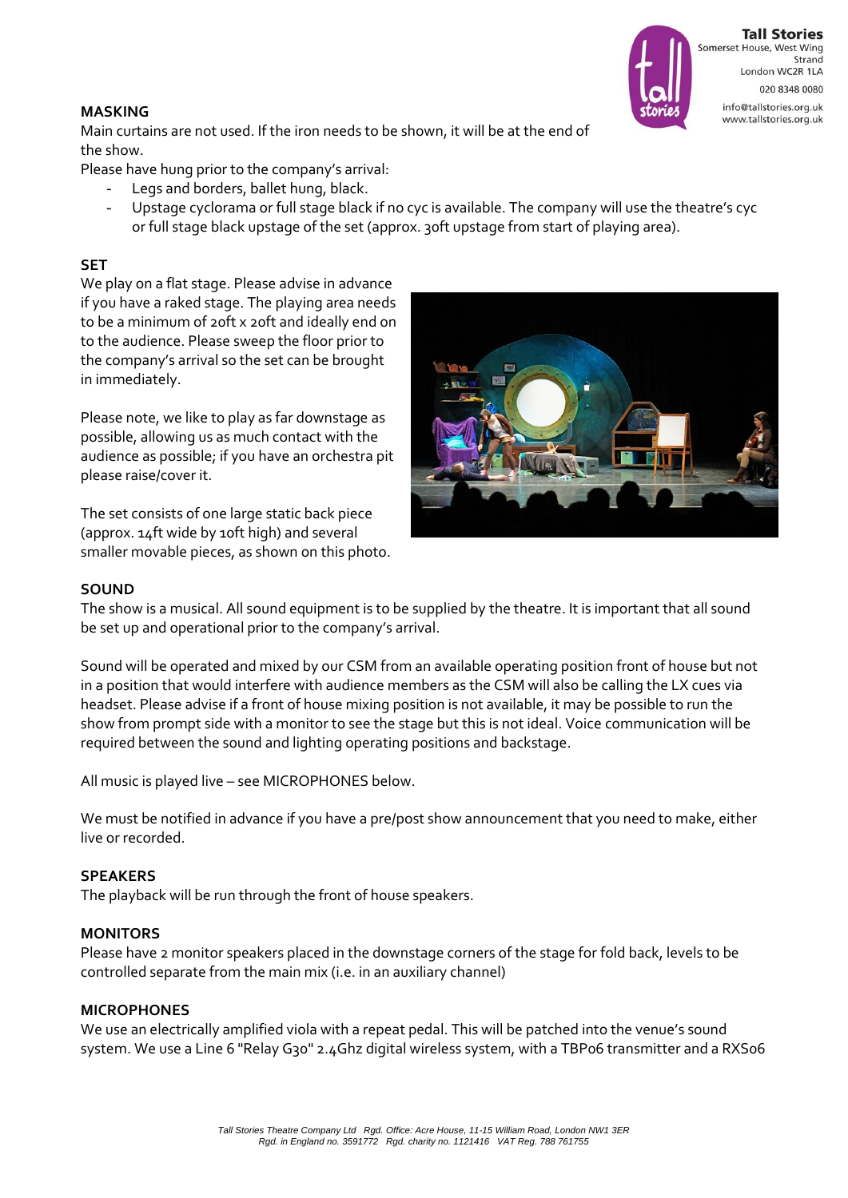## MASKING

Main curtains are not used. If the iron needs to be shown, it will be at the end of the show.

Please have hung prior to the company's arrival:

- Legs and borders, ballet hung, black.
- Upstage cyclorama or full stage black if no cyc is available. The company will use the theatre's cyc or full stage black upstage of the set (approx. 30ft upstage from start of playing area).

## SET

We play on a flat stage. Please advise in advance if you have a raked stage. The playing area needs to be a minimum of 20ft x 20ft and ideally end on to the audience. Please sweep the floor prior to the company's arrival so the set can be brought in immediately.

Please note, we like to play as far downstage as possible, allowing us as much contact with the audience as possible; if you have an orchestra pit please raise/cover it.

The set consists of one large static back piece (approx. 14ft wide by 10ft high) and several smaller movable pieces, as shown on this photo.

## SOUND

The show is a musical. All sound equipment is to be supplied by the theatre. It is important that all sound be set up and operational prior to the company's arrival.

Sound will be operated and mixed by our CSM from an available operating position front of house but not in a position that would interfere with audience members as the CSM will also be calling the LX cues via headset. Please advise if a front of house mixing position is not available, it may be possible to run the show from prompt side with a monitor to see the stage but this is not ideal. Voice communication will be required between the sound and lighting operating positions and backstage.

All music is played live – see MICROPHONES below.

We must be notified in advance if you have a pre/post show announcement that you need to make, either live or recorded.

## SPEAKERS

The playback will be run through the front of house speakers.

## MONITORS

Please have 2 monitor speakers placed in the downstage corners of the stage for fold back, levels to be controlled separate from the main mix (i.e. in an auxiliary channel)

## MICROPHONES

We use an electrically amplified viola with a repeat pedal. This will be patched into the venue's sound system. We use a Line 6 "Relay G30" 2.4Ghz digital wireless system, with a TBP06 transmitter and a RXS06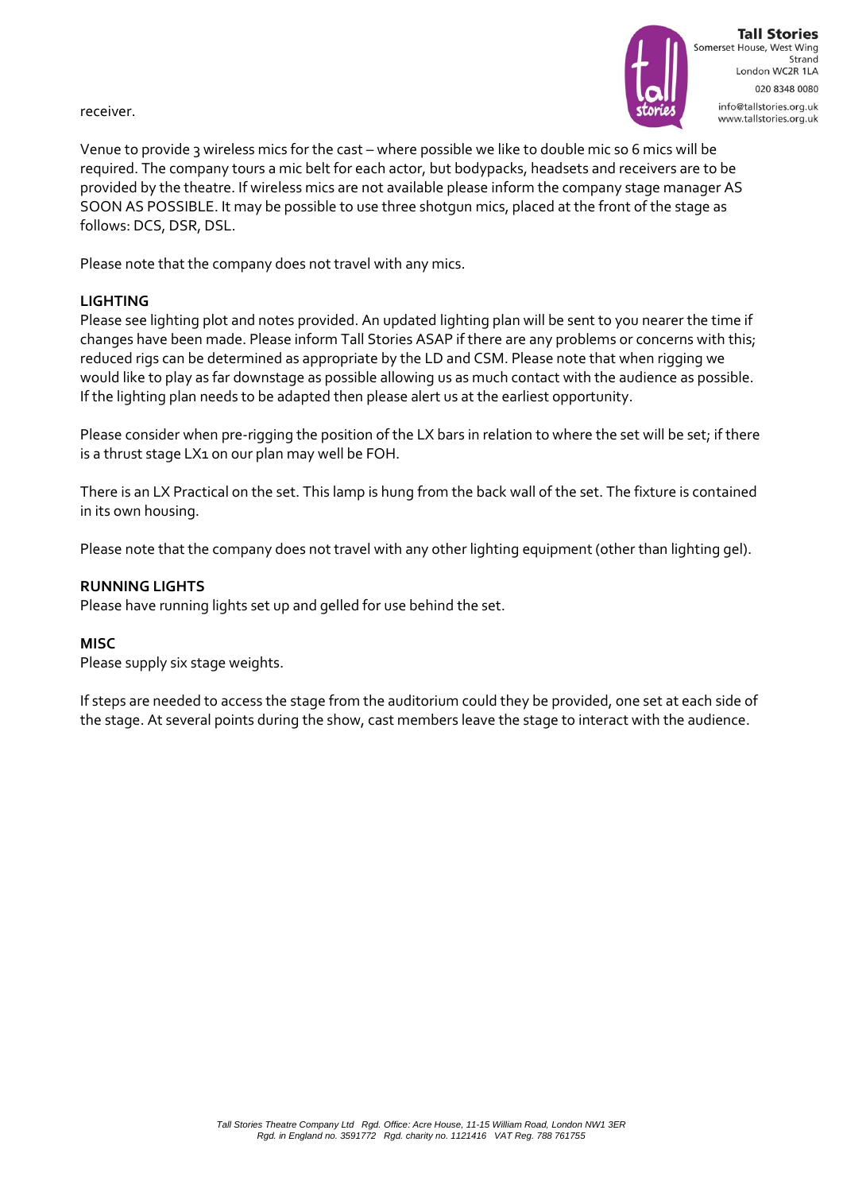receiver.

Venue to provide 3 wireless mics for the cast – where possible we like to double mic so 6 mics will be required. The company tours a mic belt for each actor, but bodypacks, headsets and receivers are to be provided by the theatre. If wireless mics are not available please inform the company stage manager AS SOON AS POSSIBLE. It may be possible to use three shotgun mics, placed at the front of the stage as follows: DCS, DSR, DSL.

Please note that the company does not travel with any mics.

**LIGHTING**

Please see lighting plot and notes provided. An updated lighting plan will be sent to you nearer the time if changes have been made. Please inform Tall Stories ASAP if there are any problems or concerns with this; reduced rigs can be determined as appropriate by the LD and CSM. Please note that when rigging we would like to play as far downstage as possible allowing us as much contact with the audience as possible. If the lighting plan needs to be adapted then please alert us at the earliest opportunity.

Please consider when pre-rigging the position of the LX bars in relation to where the set will be set; if there is a thrust stage LX1 on our plan may well be FOH.

There is an LX Practical on the set. This lamp is hung from the back wall of the set. The fixture is contained in its own housing.

Please note that the company does not travel with any other lighting equipment (other than lighting gel).

**RUNNING LIGHTS**

Please have running lights set up and gelled for use behind the set.

**MISC**

Please supply six stage weights.

If steps are needed to access the stage from the auditorium could they be provided, one set at each side of the stage. At several points during the show, cast members leave the stage to interact with the audience.